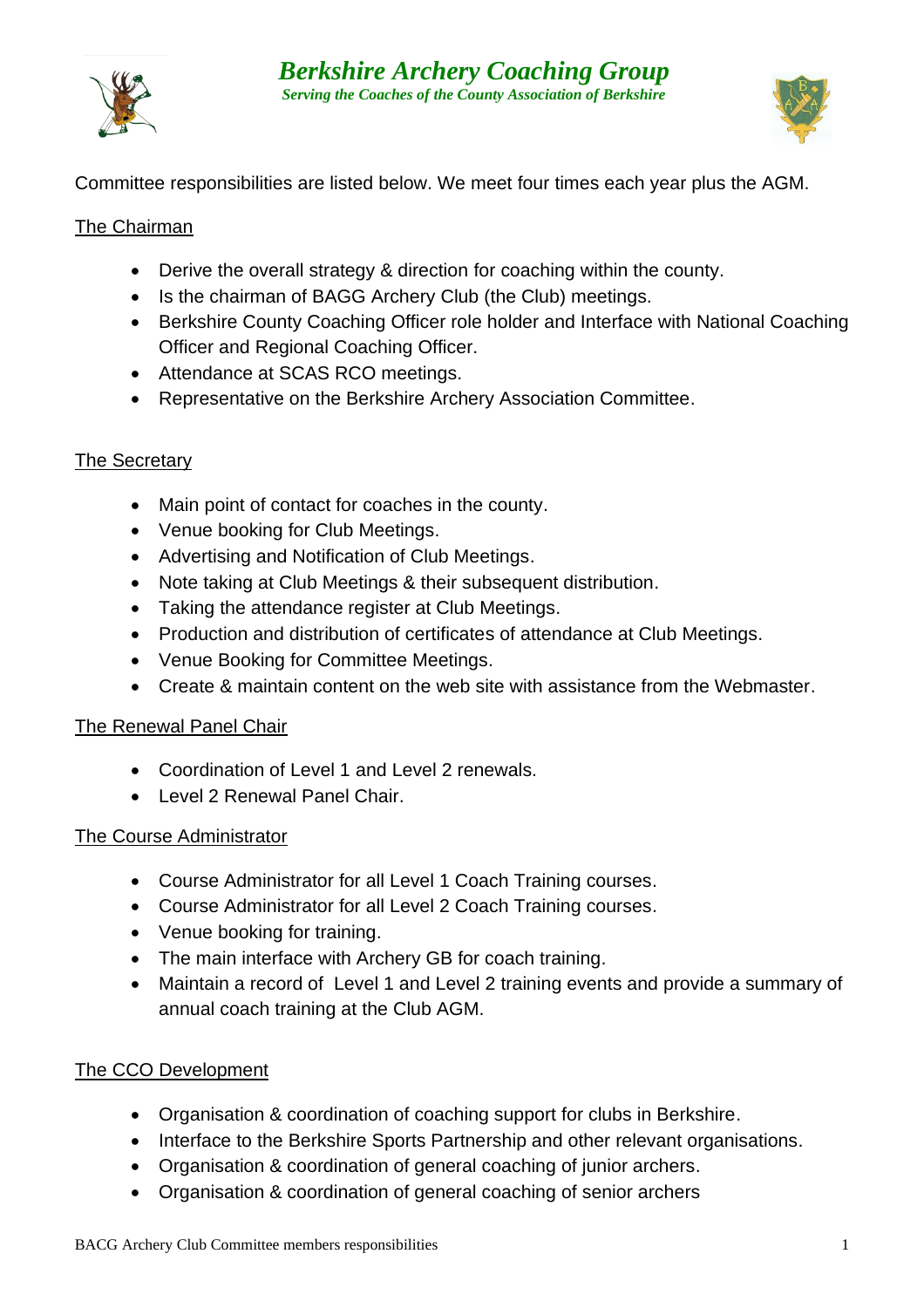# *Berkshire Archery Coaching Group*

***Serving the Coaches of the County Association of Berkshire***

Committee responsibilities are listed below. We meet four times each year plus the AGM.

## The Chairman

- Derive the overall strategy & direction for coaching within the county.
- Is the chairman of BAGG Archery Club (the Club) meetings.
- Berkshire County Coaching Officer role holder and Interface with National Coaching Officer and Regional Coaching Officer.
- Attendance at SCAS RCO meetings.
- Representative on the Berkshire Archery Association Committee.

## The Secretary

- Main point of contact for coaches in the county.
- Venue booking for Club Meetings.
- Advertising and Notification of Club Meetings.
- Note taking at Club Meetings & their subsequent distribution.
- Taking the attendance register at Club Meetings.
- Production and distribution of certificates of attendance at Club Meetings.
- Venue Booking for Committee Meetings.
- Create & maintain content on the web site with assistance from the Webmaster.

## The Renewal Panel Chair

- Coordination of Level 1 and Level 2 renewals.
- Level 2 Renewal Panel Chair.

## The Course Administrator

- Course Administrator for all Level 1 Coach Training courses.
- Course Administrator for all Level 2 Coach Training courses.
- Venue booking for training.
- The main interface with Archery GB for coach training.
- Maintain a record of Level 1 and Level 2 training events and provide a summary of annual coach training at the Club AGM.

## The CCO Development

- Organisation & coordination of coaching support for clubs in Berkshire.
- Interface to the Berkshire Sports Partnership and other relevant organisations.
- Organisation & coordination of general coaching of junior archers.
- Organisation & coordination of general coaching of senior archers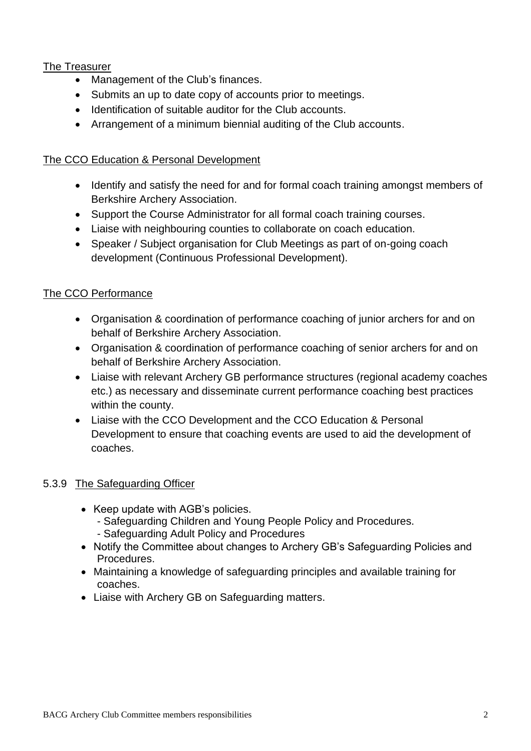The Treasurer

- Management of the Club's finances.
- Submits an up to date copy of accounts prior to meetings.
- Identification of suitable auditor for the Club accounts.
- Arrangement of a minimum biennial auditing of the Club accounts.

The CCO Education & Personal Development

- Identify and satisfy the need for and for formal coach training amongst members of Berkshire Archery Association.
- Support the Course Administrator for all formal coach training courses.
- Liaise with neighbouring counties to collaborate on coach education.
- Speaker / Subject organisation for Club Meetings as part of on-going coach development (Continuous Professional Development).

The CCO Performance

- Organisation & coordination of performance coaching of junior archers for and on behalf of Berkshire Archery Association.
- Organisation & coordination of performance coaching of senior archers for and on behalf of Berkshire Archery Association.
- Liaise with relevant Archery GB performance structures (regional academy coaches etc.) as necessary and disseminate current performance coaching best practices within the county.
- Liaise with the CCO Development and the CCO Education & Personal Development to ensure that coaching events are used to aid the development of coaches.

5.3.9 The Safeguarding Officer

- Keep update with AGB's policies.
  - Safeguarding Children and Young People Policy and Procedures.
  - Safeguarding Adult Policy and Procedures
- Notify the Committee about changes to Archery GB's Safeguarding Policies and Procedures.
- Maintaining a knowledge of safeguarding principles and available training for coaches.
- Liaise with Archery GB on Safeguarding matters.